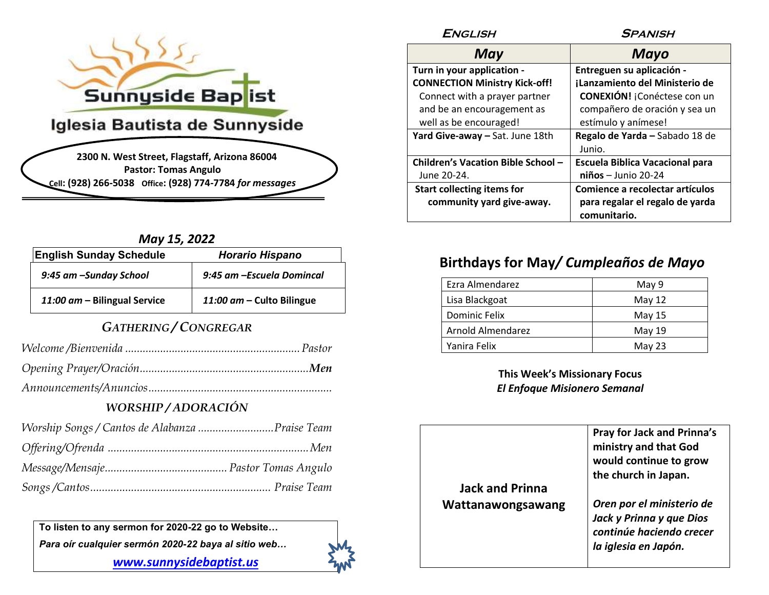# Sunnyside Baptist

## Iglesia Bautista de Sunnyside

**2300 N. West Street, Flagstaff, Arizona 86004**
**Pastor: Tomas Angulo**
**Cell: (928) 266-5038 Office: (928) 774-7784** *for messages*

### *May 15, 2022*

| English Sunday Schedule | *Horario Hispano* |
|---|---|
| *9:45 am –Sunday School* | *9:45 am –Escuela Dominical* |
| *11:00 am* – **Bilingual Service** | *11:00 am* – **Culto Bilingue** |

### *GATHERING / CONGREGAR*

*Welcome /Bienvenida* ........................................................... *Pastor*

*Opening Prayer/Oración*......................................................... ***Men***

*Announcements/Anuncios*..............................................................

### *WORSHIP / ADORACIÓN*

*Worship Songs / Cantos de Alabanza* .......................... *Praise Team*

*Offering/Ofrenda* .................................................................... *Men*

*Message/Mensaje*.......................................... *Pastor Tomas Angulo*

*Songs /Cantos*............................................................. *Praise Team*

**To listen to any sermon for 2020-22 go to Website…**
***Para oír cualquier sermón 2020-22 baya al sitio web…***
***www.sunnysidebaptist.us***

| English | Spanish |
|---|---|
| ***May*** | ***Mayo*** |
| **Turn in your application - CONNECTION Ministry Kick-off!** Connect with a prayer partner and be an encouragement as well as be encouraged! | **Entreguen su aplicación - ¡Lanzamiento del Ministerio de CONEXIÓN!** ¡Conéctese con un compañero de oración y sea un estímulo y anímese! |
| **Yard Give-away –** Sat. June 18th | **Regalo de Yarda –** Sabado 18 de Junio. |
| **Children's Vacation Bible School –** June 20-24. | **Escuela Biblica Vacacional para niños** – Junio 20-24 |
| **Start collecting items for community yard give-away.** | **Comience a recolectar artículos para regalar el regalo de yarda comunitario.** |

## Birthdays for May/ *Cumpleaños de Mayo*

| Name | Date |
|---|---|
| Ezra Almendarez | May 9 |
| Lisa Blackgoat | May 12 |
| Dominic Felix | May 15 |
| Arnold Almendarez | May 19 |
| Yanira Felix | May 23 |

**This Week's Missionary Focus**
***El Enfoque Misionero Semanal***

| Missionary | Prayer Request |
|---|---|
| **Jack and Prinna Wattanawongsawang** | **Pray for Jack and Prinna's ministry and that God would continue to grow the church in Japan.** ***Oren por el ministerio de Jack y Prinna y que Dios continúe haciendo crecer la iglesia en Japón.*** |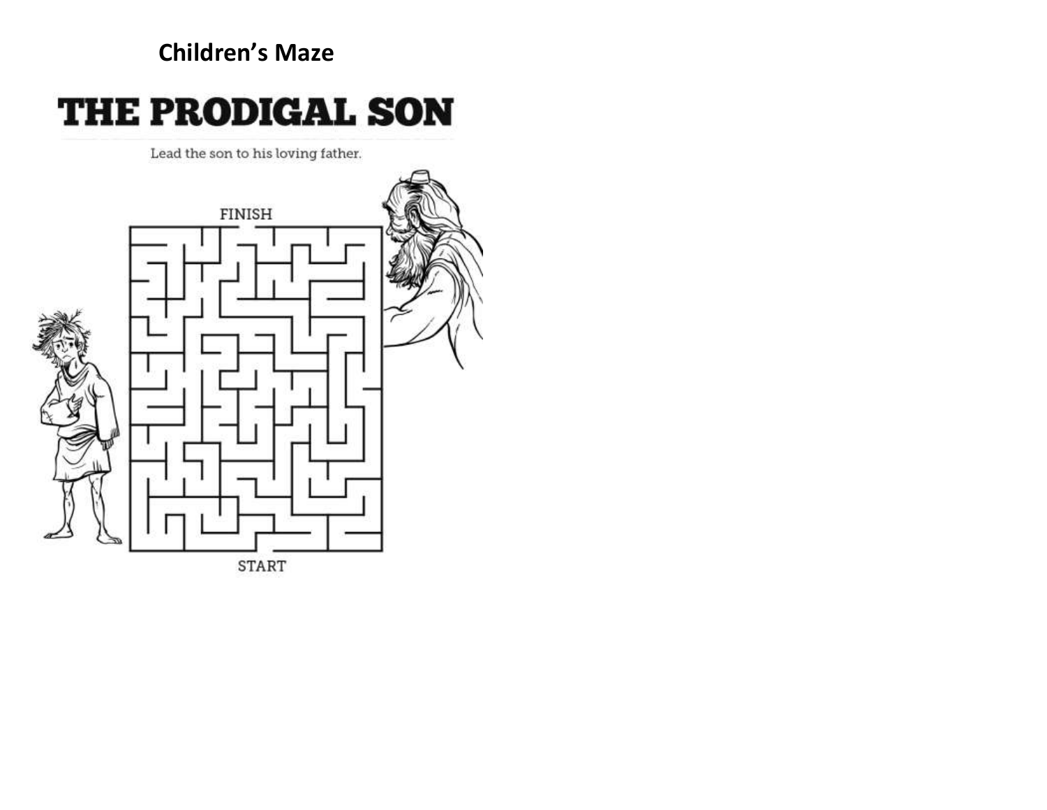**Children's Maze**

# THE PRODIGAL SON

Lead the son to his loving father.

FINISH

START